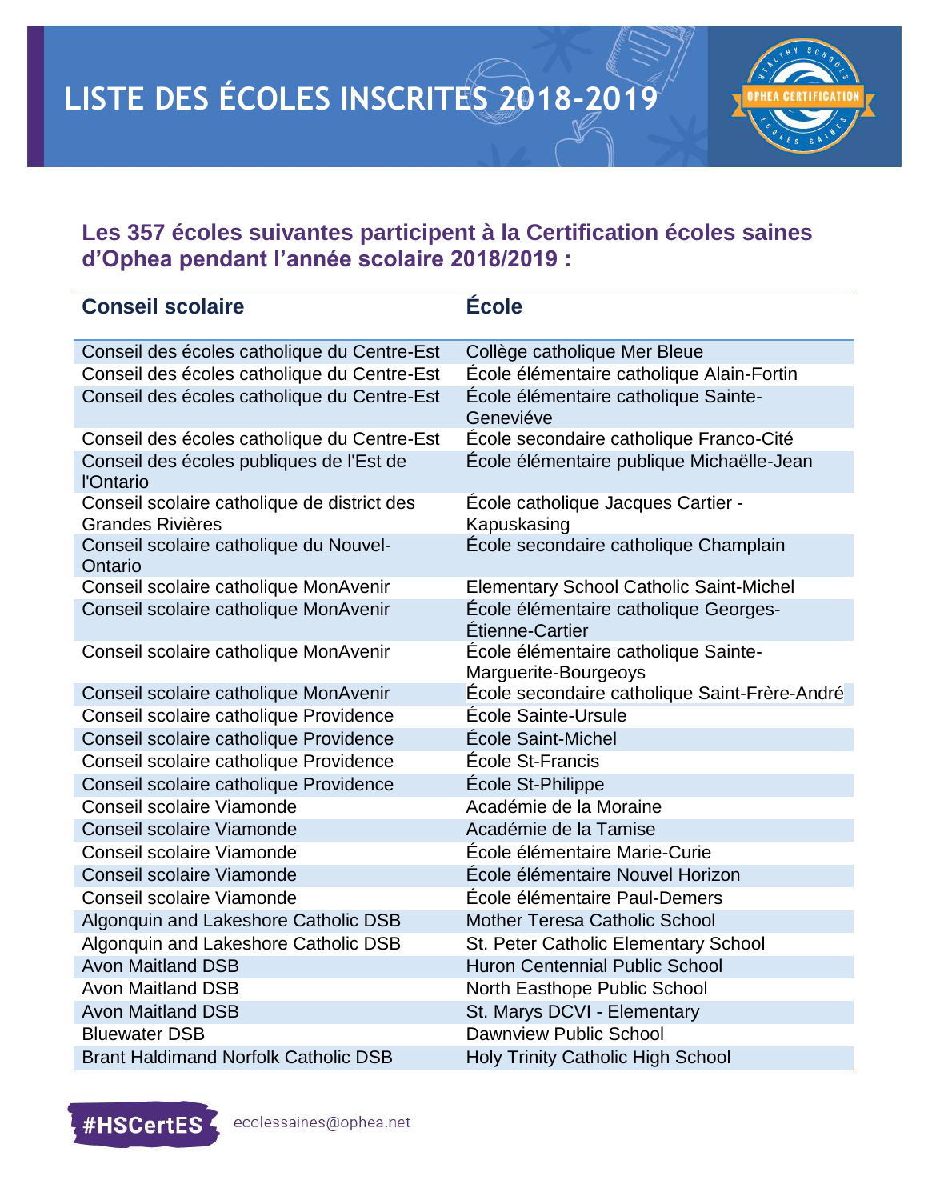# LISTE DES ÉCOLES INSCRITES 2018-2019

## Les 357 écoles suivantes participent à la Certification écoles saines d'Ophea pendant l'année scolaire 2018/2019 :

| Conseil scolaire | École |
|---|---|
| Conseil des écoles catholique du Centre-Est | Collège catholique Mer Bleue |
| Conseil des écoles catholique du Centre-Est | École élémentaire catholique Alain-Fortin |
| Conseil des écoles catholique du Centre-Est | École élémentaire catholique Sainte-Geneviéve |
| Conseil des écoles catholique du Centre-Est | École secondaire catholique Franco-Cité |
| Conseil des écoles publiques de l'Est de l'Ontario | École élémentaire publique Michaëlle-Jean |
| Conseil scolaire catholique de district des Grandes Rivières | École catholique Jacques Cartier - Kapuskasing |
| Conseil scolaire catholique du Nouvel-Ontario | École secondaire catholique Champlain |
| Conseil scolaire catholique MonAvenir | Elementary School Catholic Saint-Michel |
| Conseil scolaire catholique MonAvenir | École élémentaire catholique Georges-Étienne-Cartier |
| Conseil scolaire catholique MonAvenir | École élémentaire catholique Sainte-Marguerite-Bourgeoys |
| Conseil scolaire catholique MonAvenir | École secondaire catholique Saint-Frère-André |
| Conseil scolaire catholique Providence | École Sainte-Ursule |
| Conseil scolaire catholique Providence | École Saint-Michel |
| Conseil scolaire catholique Providence | École St-Francis |
| Conseil scolaire catholique Providence | École St-Philippe |
| Conseil scolaire Viamonde | Académie de la Moraine |
| Conseil scolaire Viamonde | Académie de la Tamise |
| Conseil scolaire Viamonde | École élémentaire Marie-Curie |
| Conseil scolaire Viamonde | École élémentaire Nouvel Horizon |
| Conseil scolaire Viamonde | École élémentaire Paul-Demers |
| Algonquin and Lakeshore Catholic DSB | Mother Teresa Catholic School |
| Algonquin and Lakeshore Catholic DSB | St. Peter Catholic Elementary School |
| Avon Maitland DSB | Huron Centennial Public School |
| Avon Maitland DSB | North Easthope Public School |
| Avon Maitland DSB | St. Marys DCVI - Elementary |
| Bluewater DSB | Dawnview Public School |
| Brant Haldimand Norfolk Catholic DSB | Holy Trinity Catholic High School |

#HSCertES ecolessaines@ophea.net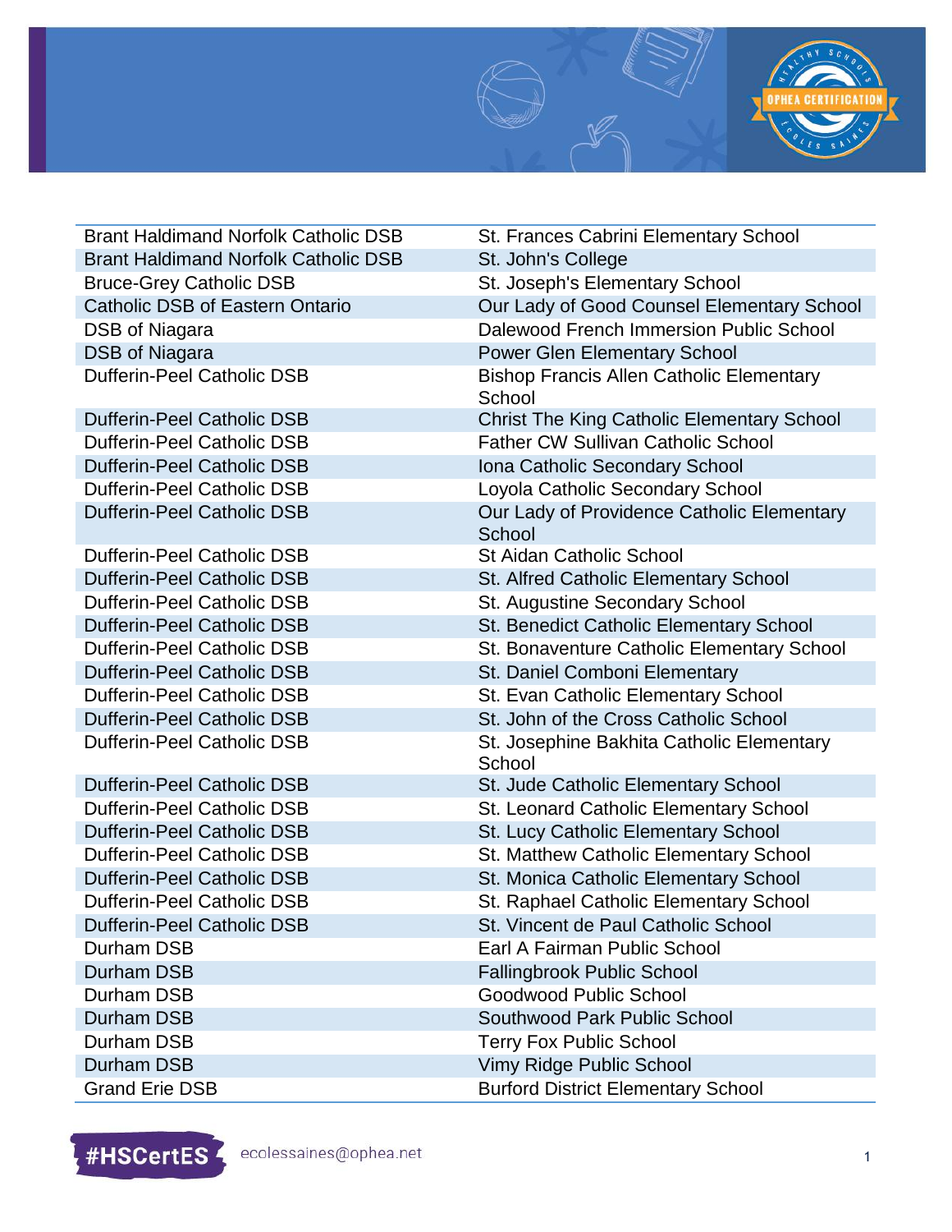| | |
|---|---|
| Brant Haldimand Norfolk Catholic DSB | St. Frances Cabrini Elementary School |
| Brant Haldimand Norfolk Catholic DSB | St. John's College |
| Bruce-Grey Catholic DSB | St. Joseph's Elementary School |
| Catholic DSB of Eastern Ontario | Our Lady of Good Counsel Elementary School |
| DSB of Niagara | Dalewood French Immersion Public School |
| DSB of Niagara | Power Glen Elementary School |
| Dufferin-Peel Catholic DSB | Bishop Francis Allen Catholic Elementary School |
| Dufferin-Peel Catholic DSB | Christ The King Catholic Elementary School |
| Dufferin-Peel Catholic DSB | Father CW Sullivan Catholic School |
| Dufferin-Peel Catholic DSB | Iona Catholic Secondary School |
| Dufferin-Peel Catholic DSB | Loyola Catholic Secondary School |
| Dufferin-Peel Catholic DSB | Our Lady of Providence Catholic Elementary School |
| Dufferin-Peel Catholic DSB | St Aidan Catholic School |
| Dufferin-Peel Catholic DSB | St. Alfred Catholic Elementary School |
| Dufferin-Peel Catholic DSB | St. Augustine Secondary School |
| Dufferin-Peel Catholic DSB | St. Benedict Catholic Elementary School |
| Dufferin-Peel Catholic DSB | St. Bonaventure Catholic Elementary School |
| Dufferin-Peel Catholic DSB | St. Daniel Comboni Elementary |
| Dufferin-Peel Catholic DSB | St. Evan Catholic Elementary School |
| Dufferin-Peel Catholic DSB | St. John of the Cross Catholic School |
| Dufferin-Peel Catholic DSB | St. Josephine Bakhita Catholic Elementary School |
| Dufferin-Peel Catholic DSB | St. Jude Catholic Elementary School |
| Dufferin-Peel Catholic DSB | St. Leonard Catholic Elementary School |
| Dufferin-Peel Catholic DSB | St. Lucy Catholic Elementary School |
| Dufferin-Peel Catholic DSB | St. Matthew Catholic Elementary School |
| Dufferin-Peel Catholic DSB | St. Monica Catholic Elementary School |
| Dufferin-Peel Catholic DSB | St. Raphael Catholic Elementary School |
| Dufferin-Peel Catholic DSB | St. Vincent de Paul Catholic School |
| Durham DSB | Earl A Fairman Public School |
| Durham DSB | Fallingbrook Public School |
| Durham DSB | Goodwood Public School |
| Durham DSB | Southwood Park Public School |
| Durham DSB | Terry Fox Public School |
| Durham DSB | Vimy Ridge Public School |
| Grand Erie DSB | Burford District Elementary School |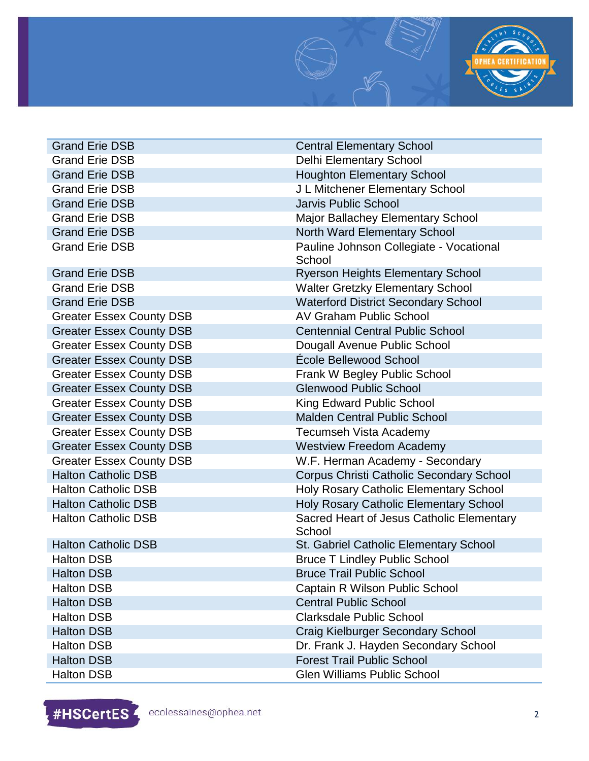| | |
|---|---|
| Grand Erie DSB | Central Elementary School |
| Grand Erie DSB | Delhi Elementary School |
| Grand Erie DSB | Houghton Elementary School |
| Grand Erie DSB | J L Mitchener Elementary School |
| Grand Erie DSB | Jarvis Public School |
| Grand Erie DSB | Major Ballachey Elementary School |
| Grand Erie DSB | North Ward Elementary School |
| Grand Erie DSB | Pauline Johnson Collegiate - Vocational School |
| Grand Erie DSB | Ryerson Heights Elementary School |
| Grand Erie DSB | Walter Gretzky Elementary School |
| Grand Erie DSB | Waterford District Secondary School |
| Greater Essex County DSB | AV Graham Public School |
| Greater Essex County DSB | Centennial Central Public School |
| Greater Essex County DSB | Dougall Avenue Public School |
| Greater Essex County DSB | École Bellewood School |
| Greater Essex County DSB | Frank W Begley Public School |
| Greater Essex County DSB | Glenwood Public School |
| Greater Essex County DSB | King Edward Public School |
| Greater Essex County DSB | Malden Central Public School |
| Greater Essex County DSB | Tecumseh Vista Academy |
| Greater Essex County DSB | Westview Freedom Academy |
| Greater Essex County DSB | W.F. Herman Academy - Secondary |
| Halton Catholic DSB | Corpus Christi Catholic Secondary School |
| Halton Catholic DSB | Holy Rosary Catholic Elementary School |
| Halton Catholic DSB | Holy Rosary Catholic Elementary School |
| Halton Catholic DSB | Sacred Heart of Jesus Catholic Elementary School |
| Halton Catholic DSB | St. Gabriel Catholic Elementary School |
| Halton DSB | Bruce T Lindley Public School |
| Halton DSB | Bruce Trail Public School |
| Halton DSB | Captain R Wilson Public School |
| Halton DSB | Central Public School |
| Halton DSB | Clarksdale Public School |
| Halton DSB | Craig Kielburger Secondary School |
| Halton DSB | Dr. Frank J. Hayden Secondary School |
| Halton DSB | Forest Trail Public School |
| Halton DSB | Glen Williams Public School |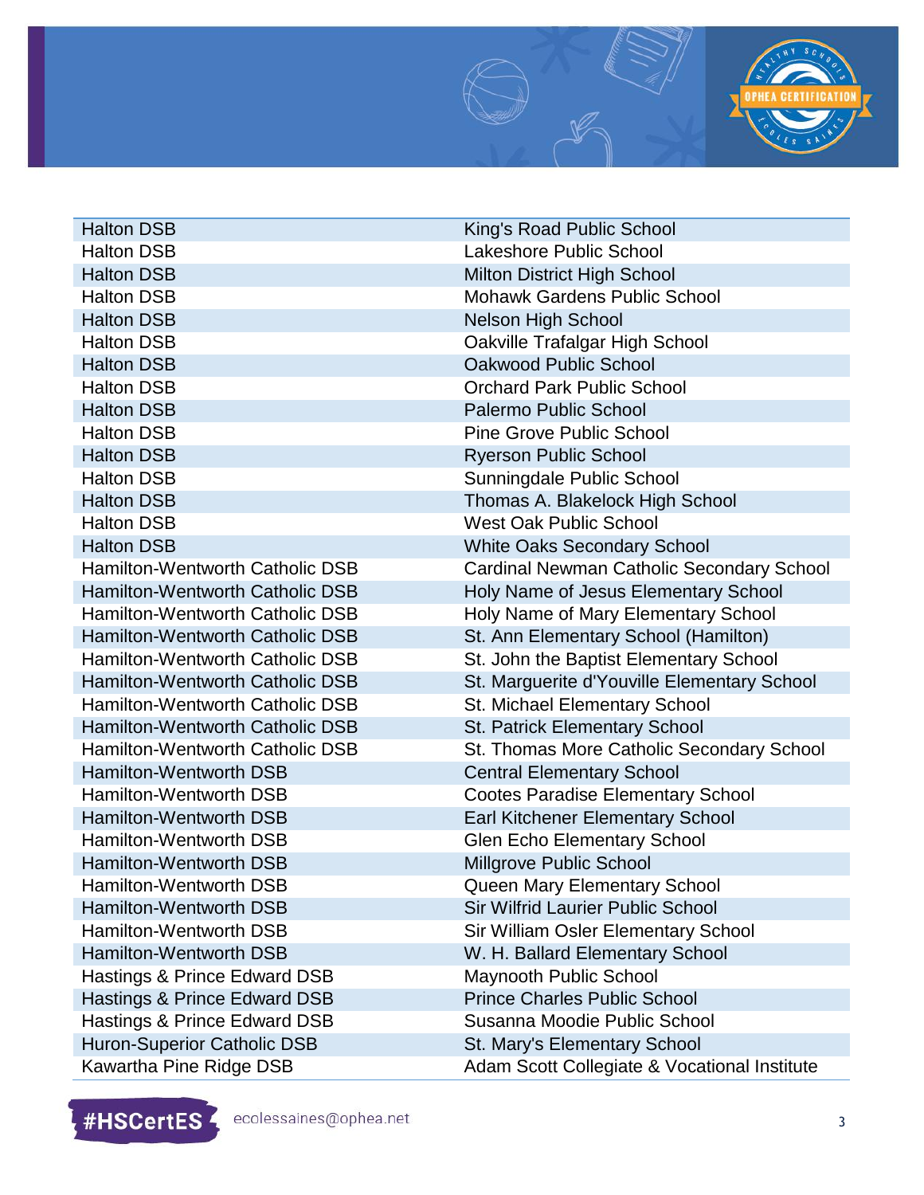| | |
|---|---|
| Halton DSB | King's Road Public School |
| Halton DSB | Lakeshore Public School |
| Halton DSB | Milton District High School |
| Halton DSB | Mohawk Gardens Public School |
| Halton DSB | Nelson High School |
| Halton DSB | Oakville Trafalgar High School |
| Halton DSB | Oakwood Public School |
| Halton DSB | Orchard Park Public School |
| Halton DSB | Palermo Public School |
| Halton DSB | Pine Grove Public School |
| Halton DSB | Ryerson Public School |
| Halton DSB | Sunningdale Public School |
| Halton DSB | Thomas A. Blakelock High School |
| Halton DSB | West Oak Public School |
| Halton DSB | White Oaks Secondary School |
| Hamilton-Wentworth Catholic DSB | Cardinal Newman Catholic Secondary School |
| Hamilton-Wentworth Catholic DSB | Holy Name of Jesus Elementary School |
| Hamilton-Wentworth Catholic DSB | Holy Name of Mary Elementary School |
| Hamilton-Wentworth Catholic DSB | St. Ann Elementary School (Hamilton) |
| Hamilton-Wentworth Catholic DSB | St. John the Baptist Elementary School |
| Hamilton-Wentworth Catholic DSB | St. Marguerite d'Youville Elementary School |
| Hamilton-Wentworth Catholic DSB | St. Michael Elementary School |
| Hamilton-Wentworth Catholic DSB | St. Patrick Elementary School |
| Hamilton-Wentworth Catholic DSB | St. Thomas More Catholic Secondary School |
| Hamilton-Wentworth DSB | Central Elementary School |
| Hamilton-Wentworth DSB | Cootes Paradise Elementary School |
| Hamilton-Wentworth DSB | Earl Kitchener Elementary School |
| Hamilton-Wentworth DSB | Glen Echo Elementary School |
| Hamilton-Wentworth DSB | Millgrove Public School |
| Hamilton-Wentworth DSB | Queen Mary Elementary School |
| Hamilton-Wentworth DSB | Sir Wilfrid Laurier Public School |
| Hamilton-Wentworth DSB | Sir William Osler Elementary School |
| Hamilton-Wentworth DSB | W. H. Ballard Elementary School |
| Hastings & Prince Edward DSB | Maynooth Public School |
| Hastings & Prince Edward DSB | Prince Charles Public School |
| Hastings & Prince Edward DSB | Susanna Moodie Public School |
| Huron-Superior Catholic DSB | St. Mary's Elementary School |
| Kawartha Pine Ridge DSB | Adam Scott Collegiate & Vocational Institute |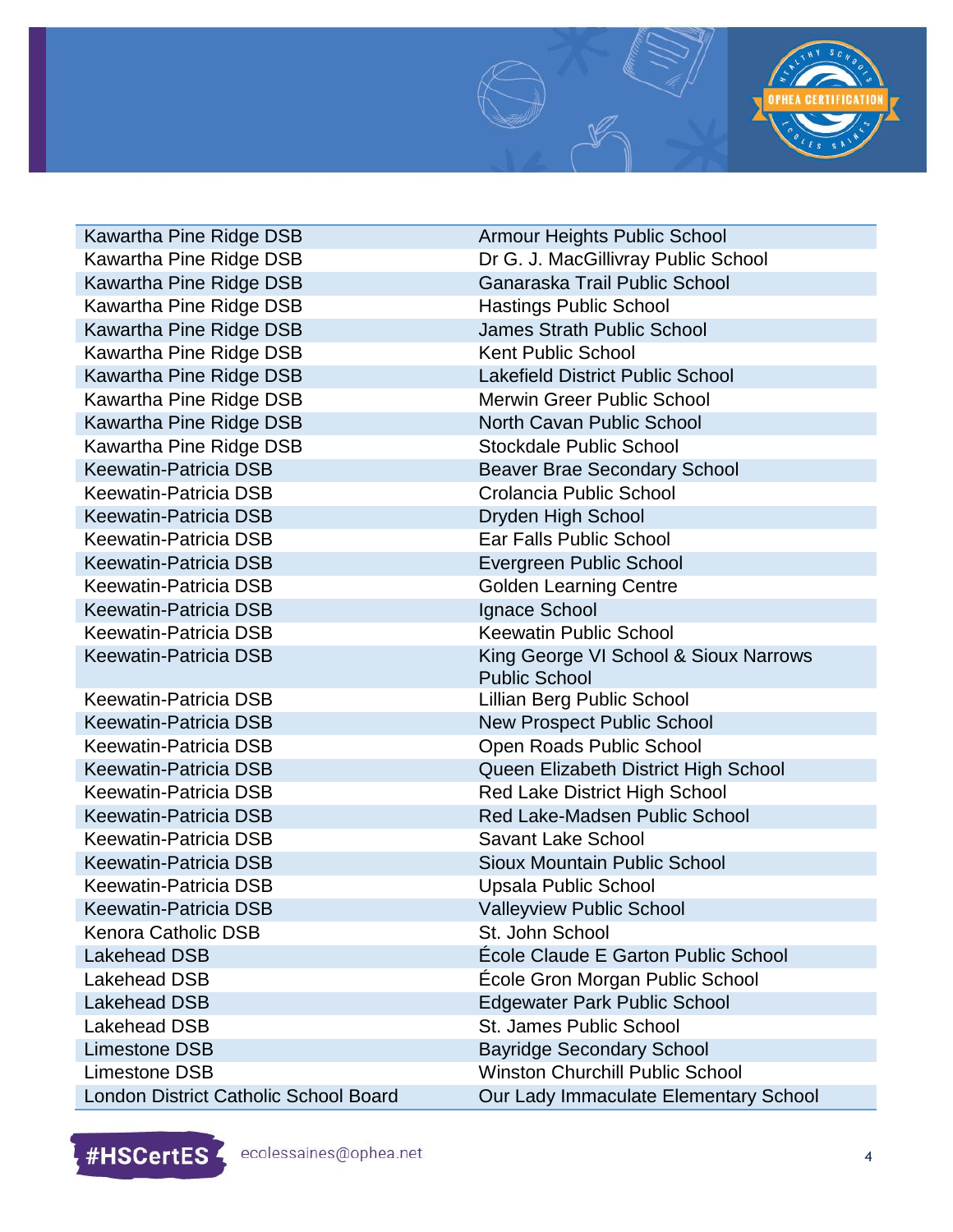| | |
|---|---|
| Kawartha Pine Ridge DSB | Armour Heights Public School |
| Kawartha Pine Ridge DSB | Dr G. J. MacGillivray Public School |
| Kawartha Pine Ridge DSB | Ganaraska Trail Public School |
| Kawartha Pine Ridge DSB | Hastings Public School |
| Kawartha Pine Ridge DSB | James Strath Public School |
| Kawartha Pine Ridge DSB | Kent Public School |
| Kawartha Pine Ridge DSB | Lakefield District Public School |
| Kawartha Pine Ridge DSB | Merwin Greer Public School |
| Kawartha Pine Ridge DSB | North Cavan Public School |
| Kawartha Pine Ridge DSB | Stockdale Public School |
| Keewatin-Patricia DSB | Beaver Brae Secondary School |
| Keewatin-Patricia DSB | Crolancia Public School |
| Keewatin-Patricia DSB | Dryden High School |
| Keewatin-Patricia DSB | Ear Falls Public School |
| Keewatin-Patricia DSB | Evergreen Public School |
| Keewatin-Patricia DSB | Golden Learning Centre |
| Keewatin-Patricia DSB | Ignace School |
| Keewatin-Patricia DSB | Keewatin Public School |
| Keewatin-Patricia DSB | King George VI School & Sioux Narrows Public School |
| Keewatin-Patricia DSB | Lillian Berg Public School |
| Keewatin-Patricia DSB | New Prospect Public School |
| Keewatin-Patricia DSB | Open Roads Public School |
| Keewatin-Patricia DSB | Queen Elizabeth District High School |
| Keewatin-Patricia DSB | Red Lake District High School |
| Keewatin-Patricia DSB | Red Lake-Madsen Public School |
| Keewatin-Patricia DSB | Savant Lake School |
| Keewatin-Patricia DSB | Sioux Mountain Public School |
| Keewatin-Patricia DSB | Upsala Public School |
| Keewatin-Patricia DSB | Valleyview Public School |
| Kenora Catholic DSB | St. John School |
| Lakehead DSB | École Claude E Garton Public School |
| Lakehead DSB | École Gron Morgan Public School |
| Lakehead DSB | Edgewater Park Public School |
| Lakehead DSB | St. James Public School |
| Limestone DSB | Bayridge Secondary School |
| Limestone DSB | Winston Churchill Public School |
| London District Catholic School Board | Our Lady Immaculate Elementary School |

#HSCertES ecolessaines@ophea.net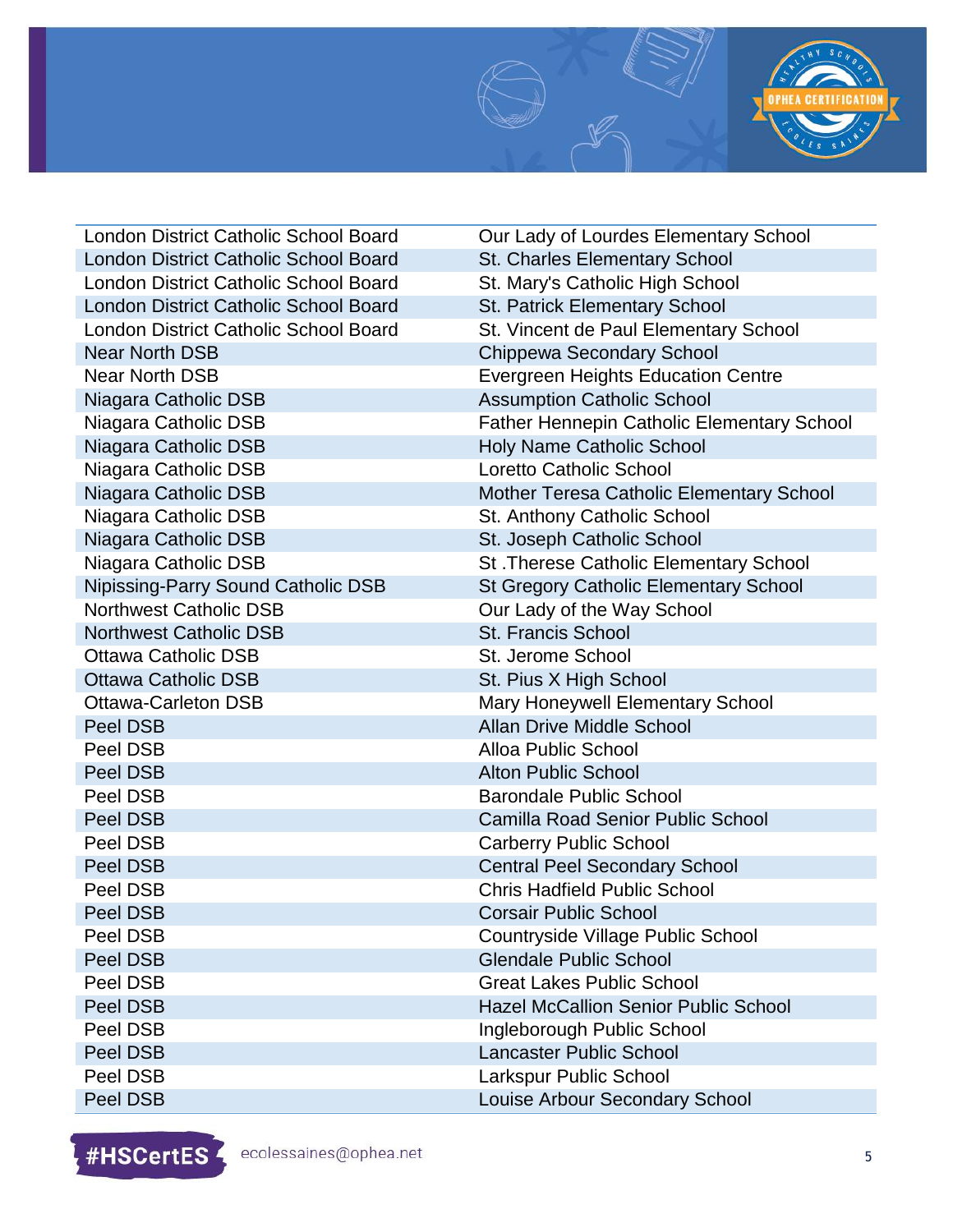| | |
|---|---|
| London District Catholic School Board | Our Lady of Lourdes Elementary School |
| London District Catholic School Board | St. Charles Elementary School |
| London District Catholic School Board | St. Mary's Catholic High School |
| London District Catholic School Board | St. Patrick Elementary School |
| London District Catholic School Board | St. Vincent de Paul Elementary School |
| Near North DSB | Chippewa Secondary School |
| Near North DSB | Evergreen Heights Education Centre |
| Niagara Catholic DSB | Assumption Catholic School |
| Niagara Catholic DSB | Father Hennepin Catholic Elementary School |
| Niagara Catholic DSB | Holy Name Catholic School |
| Niagara Catholic DSB | Loretto Catholic School |
| Niagara Catholic DSB | Mother Teresa Catholic Elementary School |
| Niagara Catholic DSB | St. Anthony Catholic School |
| Niagara Catholic DSB | St. Joseph Catholic School |
| Niagara Catholic DSB | St .Therese Catholic Elementary School |
| Nipissing-Parry Sound Catholic DSB | St Gregory Catholic Elementary School |
| Northwest Catholic DSB | Our Lady of the Way School |
| Northwest Catholic DSB | St. Francis School |
| Ottawa Catholic DSB | St. Jerome School |
| Ottawa Catholic DSB | St. Pius X High School |
| Ottawa-Carleton DSB | Mary Honeywell Elementary School |
| Peel DSB | Allan Drive Middle School |
| Peel DSB | Alloa Public School |
| Peel DSB | Alton Public School |
| Peel DSB | Barondale Public School |
| Peel DSB | Camilla Road Senior Public School |
| Peel DSB | Carberry Public School |
| Peel DSB | Central Peel Secondary School |
| Peel DSB | Chris Hadfield Public School |
| Peel DSB | Corsair Public School |
| Peel DSB | Countryside Village Public School |
| Peel DSB | Glendale Public School |
| Peel DSB | Great Lakes Public School |
| Peel DSB | Hazel McCallion Senior Public School |
| Peel DSB | Ingleborough Public School |
| Peel DSB | Lancaster Public School |
| Peel DSB | Larkspur Public School |
| Peel DSB | Louise Arbour Secondary School |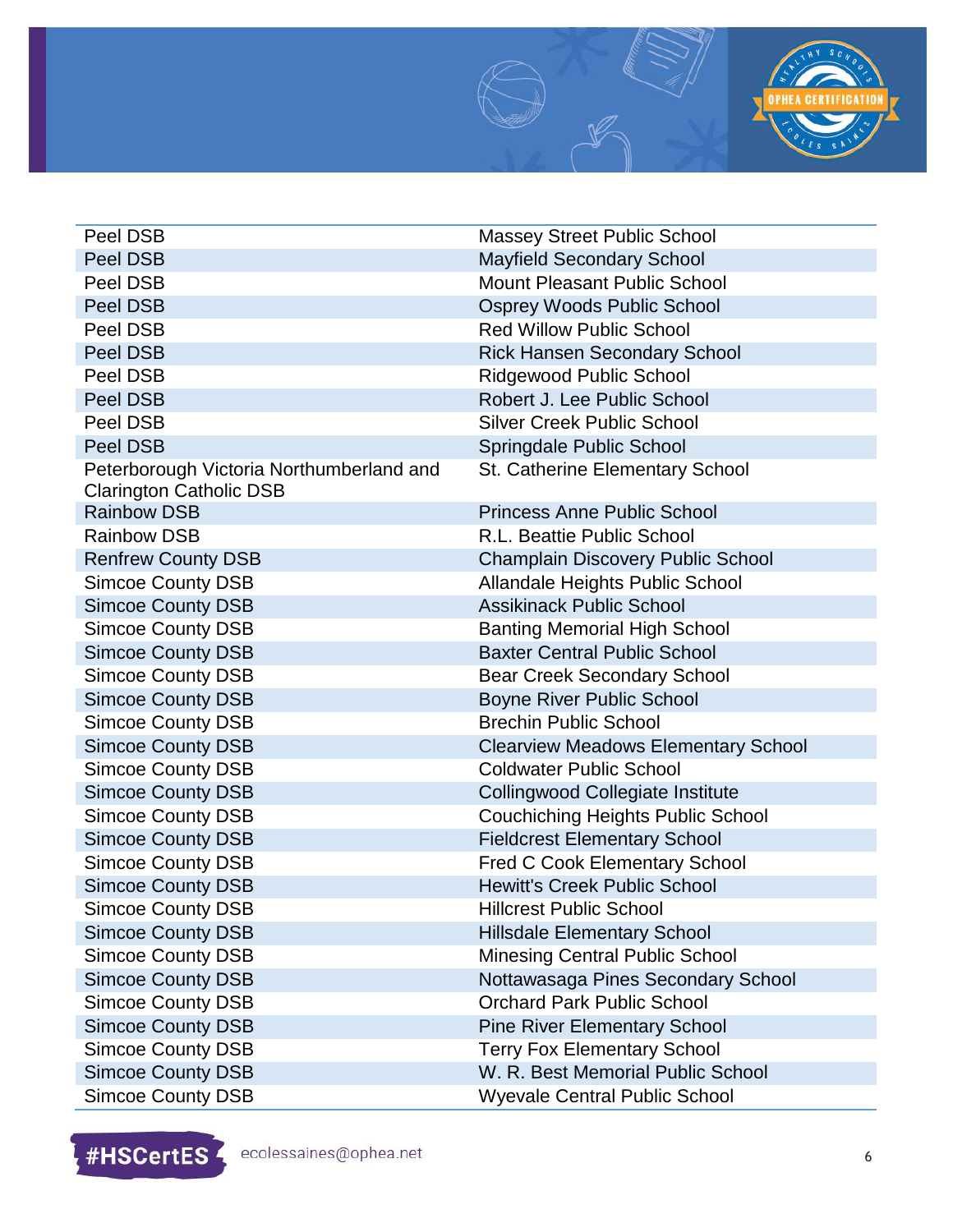| | |
|---|---|
| Peel DSB | Massey Street Public School |
| Peel DSB | Mayfield Secondary School |
| Peel DSB | Mount Pleasant Public School |
| Peel DSB | Osprey Woods Public School |
| Peel DSB | Red Willow Public School |
| Peel DSB | Rick Hansen Secondary School |
| Peel DSB | Ridgewood Public School |
| Peel DSB | Robert J. Lee Public School |
| Peel DSB | Silver Creek Public School |
| Peel DSB | Springdale Public School |
| Peterborough Victoria Northumberland and Clarington Catholic DSB | St. Catherine Elementary School |
| Rainbow DSB | Princess Anne Public School |
| Rainbow DSB | R.L. Beattie Public School |
| Renfrew County DSB | Champlain Discovery Public School |
| Simcoe County DSB | Allandale Heights Public School |
| Simcoe County DSB | Assikinack Public School |
| Simcoe County DSB | Banting Memorial High School |
| Simcoe County DSB | Baxter Central Public School |
| Simcoe County DSB | Bear Creek Secondary School |
| Simcoe County DSB | Boyne River Public School |
| Simcoe County DSB | Brechin Public School |
| Simcoe County DSB | Clearview Meadows Elementary School |
| Simcoe County DSB | Coldwater Public School |
| Simcoe County DSB | Collingwood Collegiate Institute |
| Simcoe County DSB | Couchiching Heights Public School |
| Simcoe County DSB | Fieldcrest Elementary School |
| Simcoe County DSB | Fred C Cook Elementary School |
| Simcoe County DSB | Hewitt's Creek Public School |
| Simcoe County DSB | Hillcrest Public School |
| Simcoe County DSB | Hillsdale Elementary School |
| Simcoe County DSB | Minesing Central Public School |
| Simcoe County DSB | Nottawasaga Pines Secondary School |
| Simcoe County DSB | Orchard Park Public School |
| Simcoe County DSB | Pine River Elementary School |
| Simcoe County DSB | Terry Fox Elementary School |
| Simcoe County DSB | W. R. Best Memorial Public School |
| Simcoe County DSB | Wyevale Central Public School |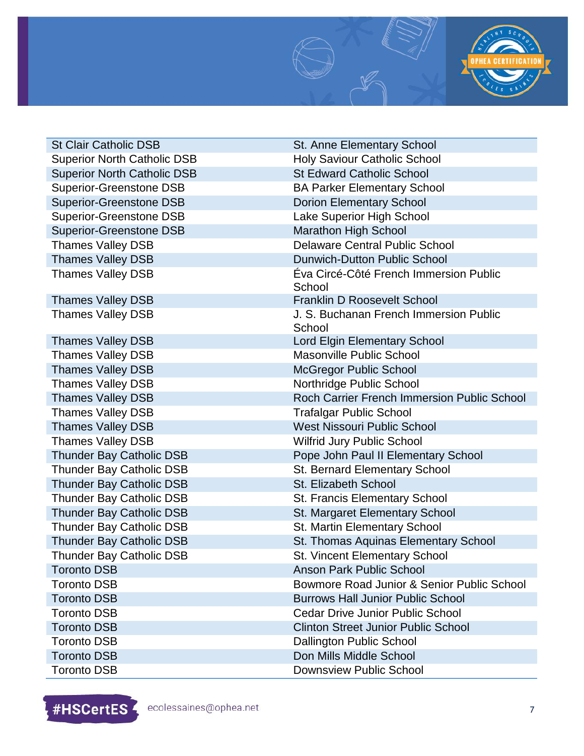| | |
|---|---|
| St Clair Catholic DSB | St. Anne Elementary School |
| Superior North Catholic DSB | Holy Saviour Catholic School |
| Superior North Catholic DSB | St Edward Catholic School |
| Superior-Greenstone DSB | BA Parker Elementary School |
| Superior-Greenstone DSB | Dorion Elementary School |
| Superior-Greenstone DSB | Lake Superior High School |
| Superior-Greenstone DSB | Marathon High School |
| Thames Valley DSB | Delaware Central Public School |
| Thames Valley DSB | Dunwich-Dutton Public School |
| Thames Valley DSB | Éva Circé-Côté French Immersion Public School |
| Thames Valley DSB | Franklin D Roosevelt School |
| Thames Valley DSB | J. S. Buchanan French Immersion Public School |
| Thames Valley DSB | Lord Elgin Elementary School |
| Thames Valley DSB | Masonville Public School |
| Thames Valley DSB | McGregor Public School |
| Thames Valley DSB | Northridge Public School |
| Thames Valley DSB | Roch Carrier French Immersion Public School |
| Thames Valley DSB | Trafalgar Public School |
| Thames Valley DSB | West Nissouri Public School |
| Thames Valley DSB | Wilfrid Jury Public School |
| Thunder Bay Catholic DSB | Pope John Paul II Elementary School |
| Thunder Bay Catholic DSB | St. Bernard Elementary School |
| Thunder Bay Catholic DSB | St. Elizabeth School |
| Thunder Bay Catholic DSB | St. Francis Elementary School |
| Thunder Bay Catholic DSB | St. Margaret Elementary School |
| Thunder Bay Catholic DSB | St. Martin Elementary School |
| Thunder Bay Catholic DSB | St. Thomas Aquinas Elementary School |
| Thunder Bay Catholic DSB | St. Vincent Elementary School |
| Toronto DSB | Anson Park Public School |
| Toronto DSB | Bowmore Road Junior & Senior Public School |
| Toronto DSB | Burrows Hall Junior Public School |
| Toronto DSB | Cedar Drive Junior Public School |
| Toronto DSB | Clinton Street Junior Public School |
| Toronto DSB | Dallington Public School |
| Toronto DSB | Don Mills Middle School |
| Toronto DSB | Downsview Public School |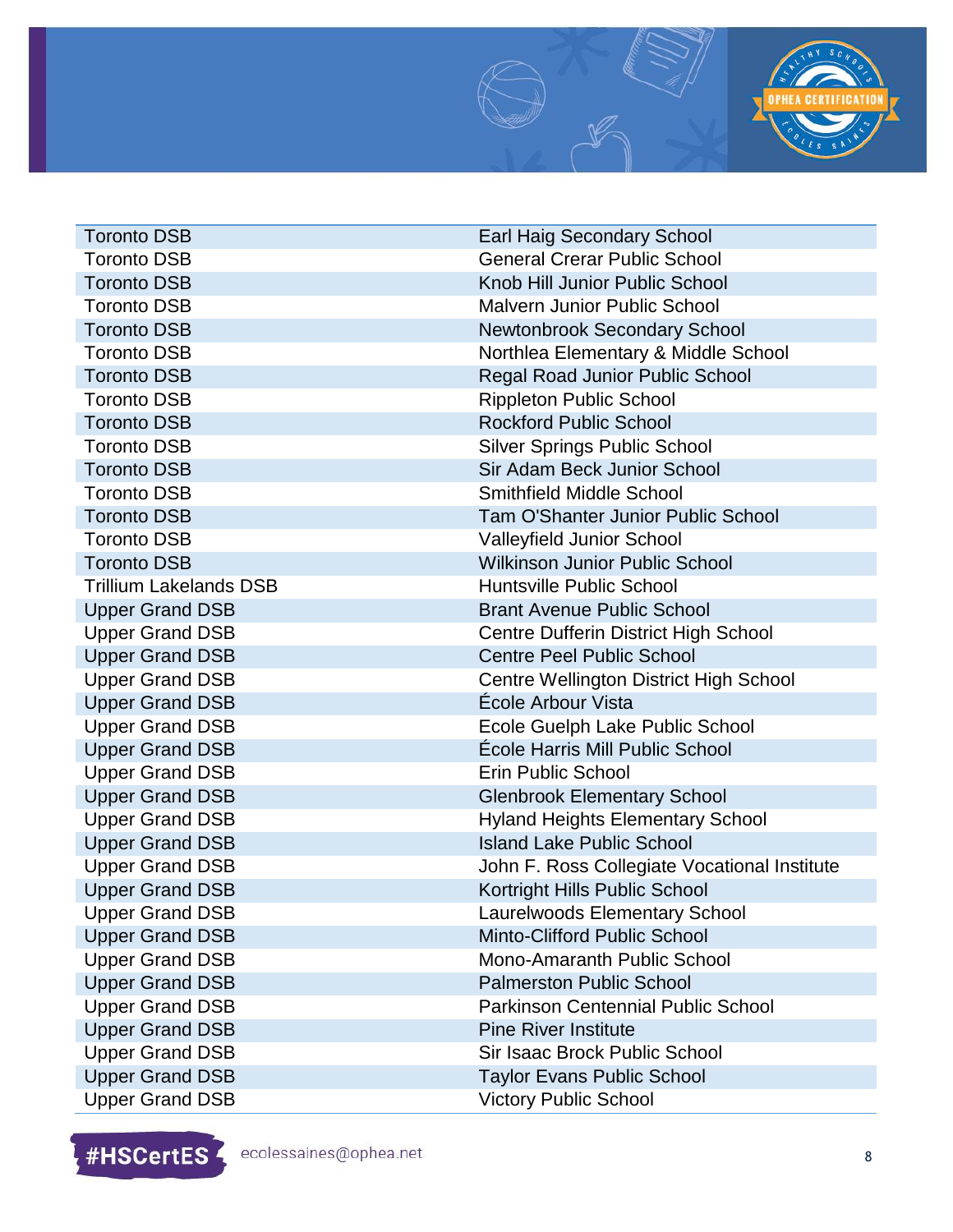| | |
|---|---|
| Toronto DSB | Earl Haig Secondary School |
| Toronto DSB | General Crerar Public School |
| Toronto DSB | Knob Hill Junior Public School |
| Toronto DSB | Malvern Junior Public School |
| Toronto DSB | Newtonbrook Secondary School |
| Toronto DSB | Northlea Elementary & Middle School |
| Toronto DSB | Regal Road Junior Public School |
| Toronto DSB | Rippleton Public School |
| Toronto DSB | Rockford Public School |
| Toronto DSB | Silver Springs Public School |
| Toronto DSB | Sir Adam Beck Junior School |
| Toronto DSB | Smithfield Middle School |
| Toronto DSB | Tam O'Shanter Junior Public School |
| Toronto DSB | Valleyfield Junior School |
| Toronto DSB | Wilkinson Junior Public School |
| Trillium Lakelands DSB | Huntsville Public School |
| Upper Grand DSB | Brant Avenue Public School |
| Upper Grand DSB | Centre Dufferin District High School |
| Upper Grand DSB | Centre Peel Public School |
| Upper Grand DSB | Centre Wellington District High School |
| Upper Grand DSB | École Arbour Vista |
| Upper Grand DSB | Ecole Guelph Lake Public School |
| Upper Grand DSB | École Harris Mill Public School |
| Upper Grand DSB | Erin Public School |
| Upper Grand DSB | Glenbrook Elementary School |
| Upper Grand DSB | Hyland Heights Elementary School |
| Upper Grand DSB | Island Lake Public School |
| Upper Grand DSB | John F. Ross Collegiate Vocational Institute |
| Upper Grand DSB | Kortright Hills Public School |
| Upper Grand DSB | Laurelwoods Elementary School |
| Upper Grand DSB | Minto-Clifford Public School |
| Upper Grand DSB | Mono-Amaranth Public School |
| Upper Grand DSB | Palmerston Public School |
| Upper Grand DSB | Parkinson Centennial Public School |
| Upper Grand DSB | Pine River Institute |
| Upper Grand DSB | Sir Isaac Brock Public School |
| Upper Grand DSB | Taylor Evans Public School |
| Upper Grand DSB | Victory Public School |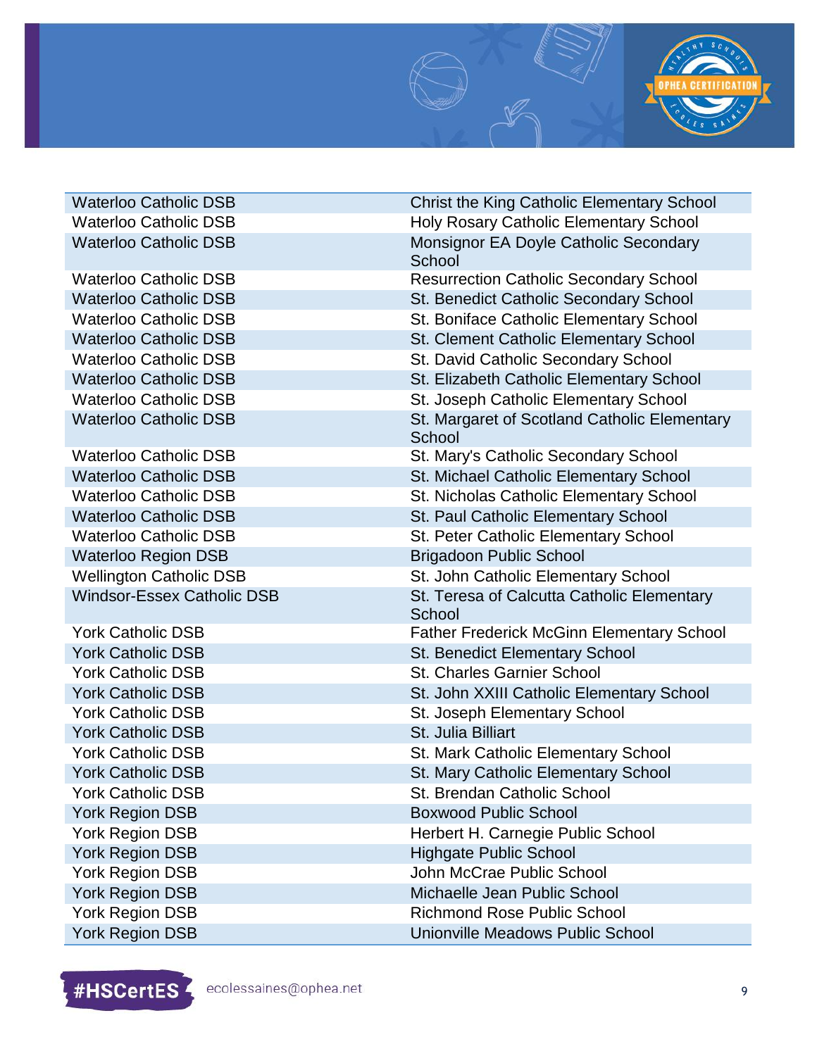| | |
|---|---|
| Waterloo Catholic DSB | Christ the King Catholic Elementary School |
| Waterloo Catholic DSB | Holy Rosary Catholic Elementary School |
| Waterloo Catholic DSB | Monsignor EA Doyle Catholic Secondary School |
| Waterloo Catholic DSB | Resurrection Catholic Secondary School |
| Waterloo Catholic DSB | St. Benedict Catholic Secondary School |
| Waterloo Catholic DSB | St. Boniface Catholic Elementary School |
| Waterloo Catholic DSB | St. Clement Catholic Elementary School |
| Waterloo Catholic DSB | St. David Catholic Secondary School |
| Waterloo Catholic DSB | St. Elizabeth Catholic Elementary School |
| Waterloo Catholic DSB | St. Joseph Catholic Elementary School |
| Waterloo Catholic DSB | St. Margaret of Scotland Catholic Elementary School |
| Waterloo Catholic DSB | St. Mary's Catholic Secondary School |
| Waterloo Catholic DSB | St. Michael Catholic Elementary School |
| Waterloo Catholic DSB | St. Nicholas Catholic Elementary School |
| Waterloo Catholic DSB | St. Paul Catholic Elementary School |
| Waterloo Catholic DSB | St. Peter Catholic Elementary School |
| Waterloo Region DSB | Brigadoon Public School |
| Wellington Catholic DSB | St. John Catholic Elementary School |
| Windsor-Essex Catholic DSB | St. Teresa of Calcutta Catholic Elementary School |
| York Catholic DSB | Father Frederick McGinn Elementary School |
| York Catholic DSB | St. Benedict Elementary School |
| York Catholic DSB | St. Charles Garnier School |
| York Catholic DSB | St. John XXIII Catholic Elementary School |
| York Catholic DSB | St. Joseph Elementary School |
| York Catholic DSB | St. Julia Billiart |
| York Catholic DSB | St. Mark Catholic Elementary School |
| York Catholic DSB | St. Mary Catholic Elementary School |
| York Catholic DSB | St. Brendan Catholic School |
| York Region DSB | Boxwood Public School |
| York Region DSB | Herbert H. Carnegie Public School |
| York Region DSB | Highgate Public School |
| York Region DSB | John McCrae Public School |
| York Region DSB | Michaelle Jean Public School |
| York Region DSB | Richmond Rose Public School |
| York Region DSB | Unionville Meadows Public School |

#HSCertES ecolessaines@ophea.net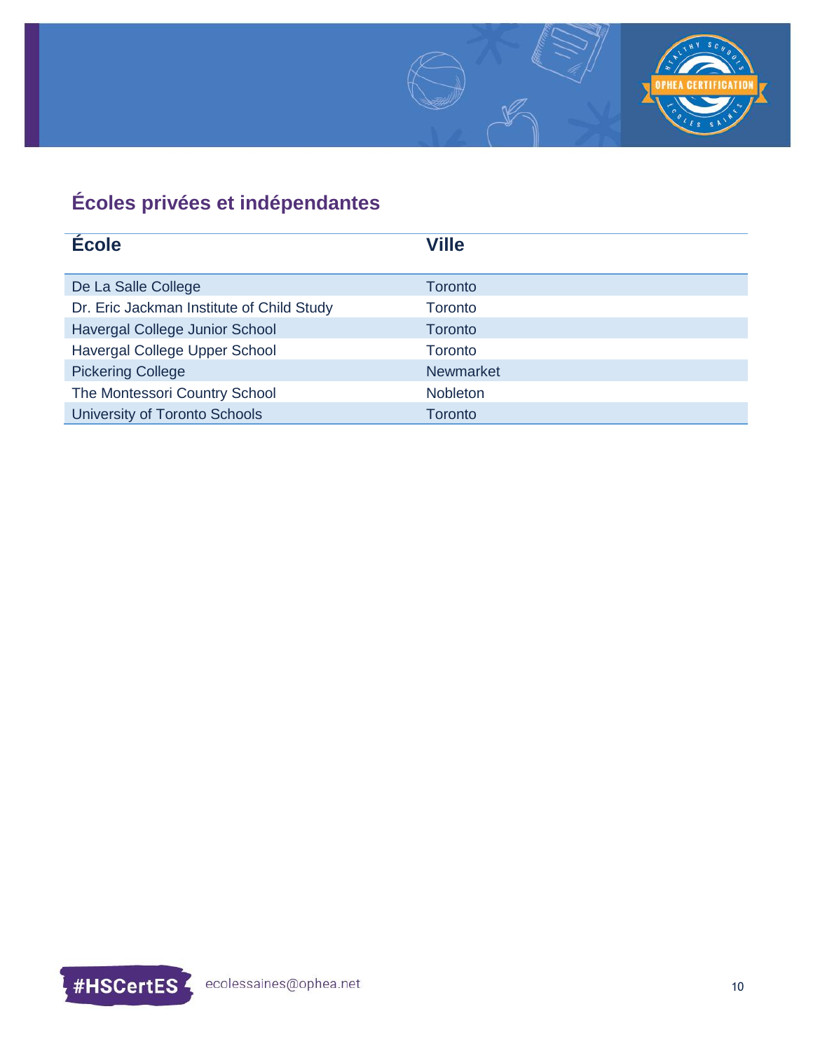## Écoles privées et indépendantes

| École | Ville |
| --- | --- |
| De La Salle College | Toronto |
| Dr. Eric Jackman Institute of Child Study | Toronto |
| Havergal College Junior School | Toronto |
| Havergal College Upper School | Toronto |
| Pickering College | Newmarket |
| The Montessori Country School | Nobleton |
| University of Toronto Schools | Toronto |